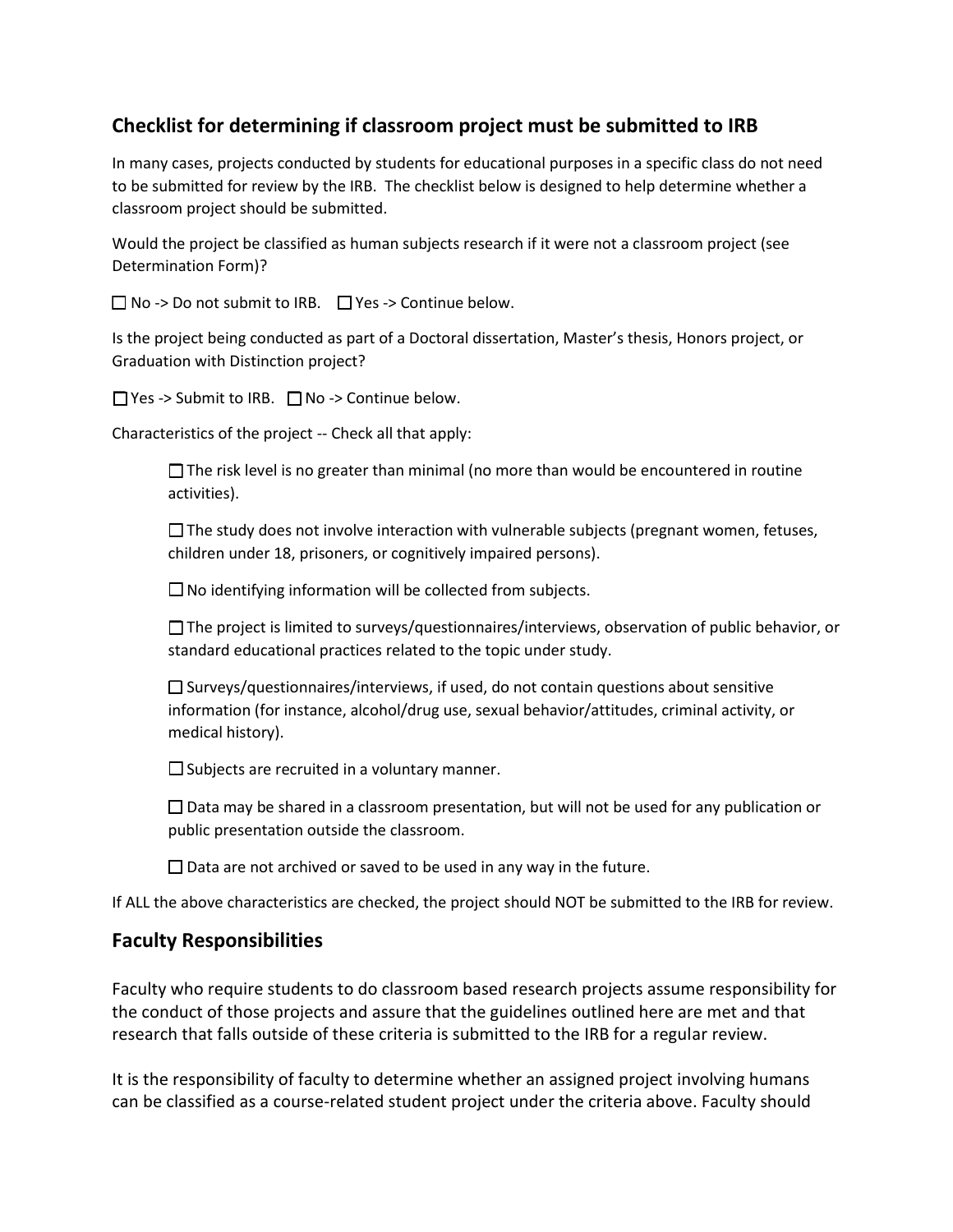## Checklist for determining if classroom project must be submitted to IRB

In many cases, projects conducted by students for educational purposes in a specific class do not need to be submitted for review by the IRB. The checklist below is designed to help determine whether a classroom project should be submitted.

Would the project be classified as human subjects research if it were not a classroom project (see Determination Form)?

☐ No -> Do not submit to IRB. ☐ Yes -> Continue below.

Is the project being conducted as part of a Doctoral dissertation, Master's thesis, Honors project, or Graduation with Distinction project?

☐ Yes -> Submit to IRB. ☐ No -> Continue below.

Characteristics of the project -- Check all that apply:

- ☐ The risk level is no greater than minimal (no more than would be encountered in routine activities).
- ☐ The study does not involve interaction with vulnerable subjects (pregnant women, fetuses, children under 18, prisoners, or cognitively impaired persons).
- ☐ No identifying information will be collected from subjects.
- ☐ The project is limited to surveys/questionnaires/interviews, observation of public behavior, or standard educational practices related to the topic under study.
- ☐ Surveys/questionnaires/interviews, if used, do not contain questions about sensitive information (for instance, alcohol/drug use, sexual behavior/attitudes, criminal activity, or medical history).
- ☐ Subjects are recruited in a voluntary manner.
- ☐ Data may be shared in a classroom presentation, but will not be used for any publication or public presentation outside the classroom.
- ☐ Data are not archived or saved to be used in any way in the future.

If ALL the above characteristics are checked, the project should NOT be submitted to the IRB for review.

## Faculty Responsibilities

Faculty who require students to do classroom based research projects assume responsibility for the conduct of those projects and assure that the guidelines outlined here are met and that research that falls outside of these criteria is submitted to the IRB for a regular review.

It is the responsibility of faculty to determine whether an assigned project involving humans can be classified as a course-related student project under the criteria above. Faculty should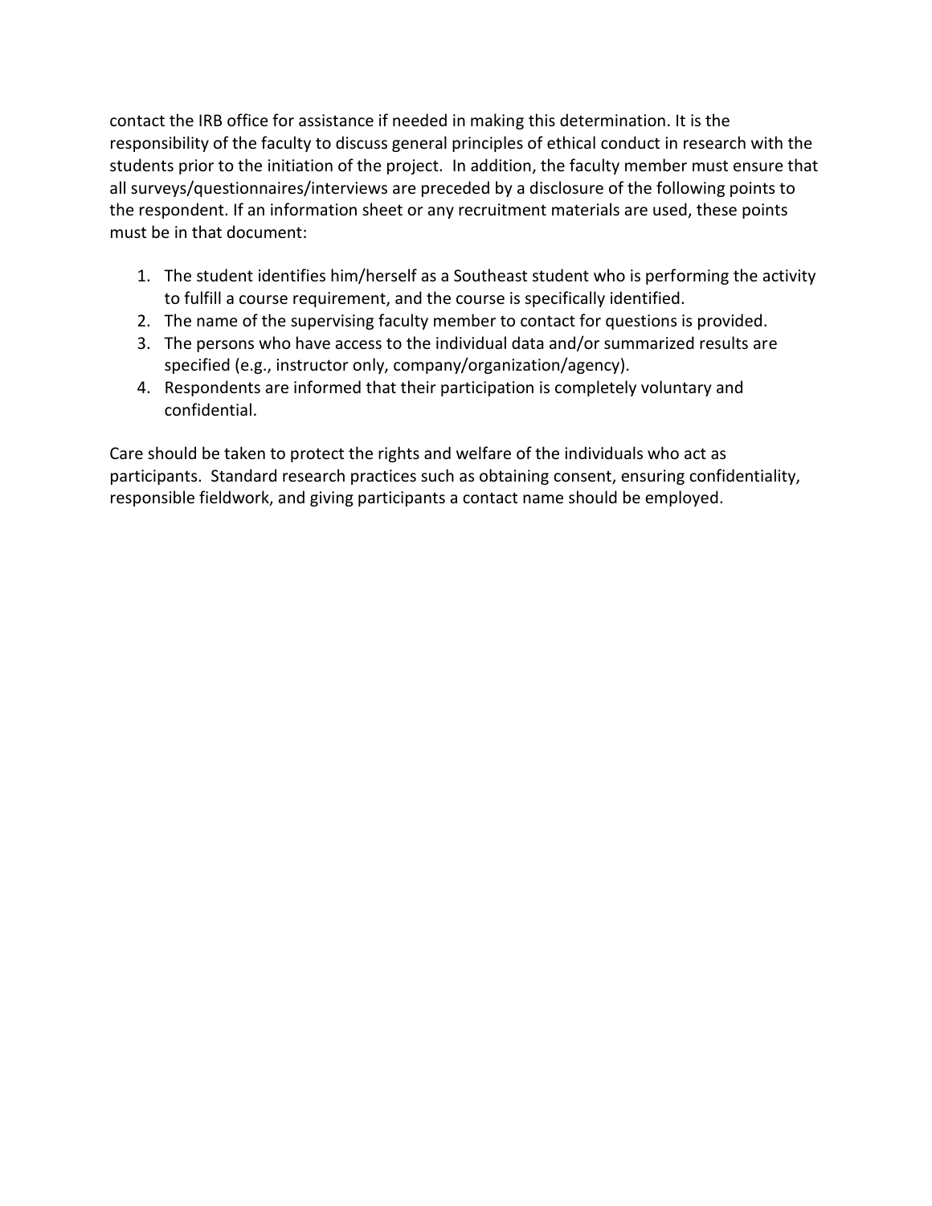contact the IRB office for assistance if needed in making this determination. It is the responsibility of the faculty to discuss general principles of ethical conduct in research with the students prior to the initiation of the project. In addition, the faculty member must ensure that all surveys/questionnaires/interviews are preceded by a disclosure of the following points to the respondent. If an information sheet or any recruitment materials are used, these points must be in that document:

1. The student identifies him/herself as a Southeast student who is performing the activity to fulfill a course requirement, and the course is specifically identified.
2. The name of the supervising faculty member to contact for questions is provided.
3. The persons who have access to the individual data and/or summarized results are specified (e.g., instructor only, company/organization/agency).
4. Respondents are informed that their participation is completely voluntary and confidential.

Care should be taken to protect the rights and welfare of the individuals who act as participants. Standard research practices such as obtaining consent, ensuring confidentiality, responsible fieldwork, and giving participants a contact name should be employed.